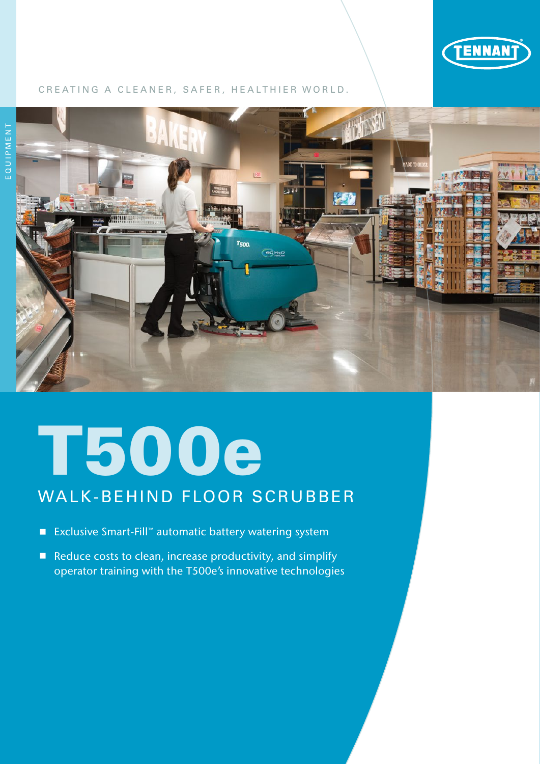TENNANT

CREATING A CLEANER, SAFER, HEALTHIER WORLD.

EQUIPMENT

# T500e

## WALK-BEHIND FLOOR SCRUBBER

- Exclusive Smart-Fill™ automatic battery watering system
- Reduce costs to clean, increase productivity, and simplify operator training with the T500e's innovative technologies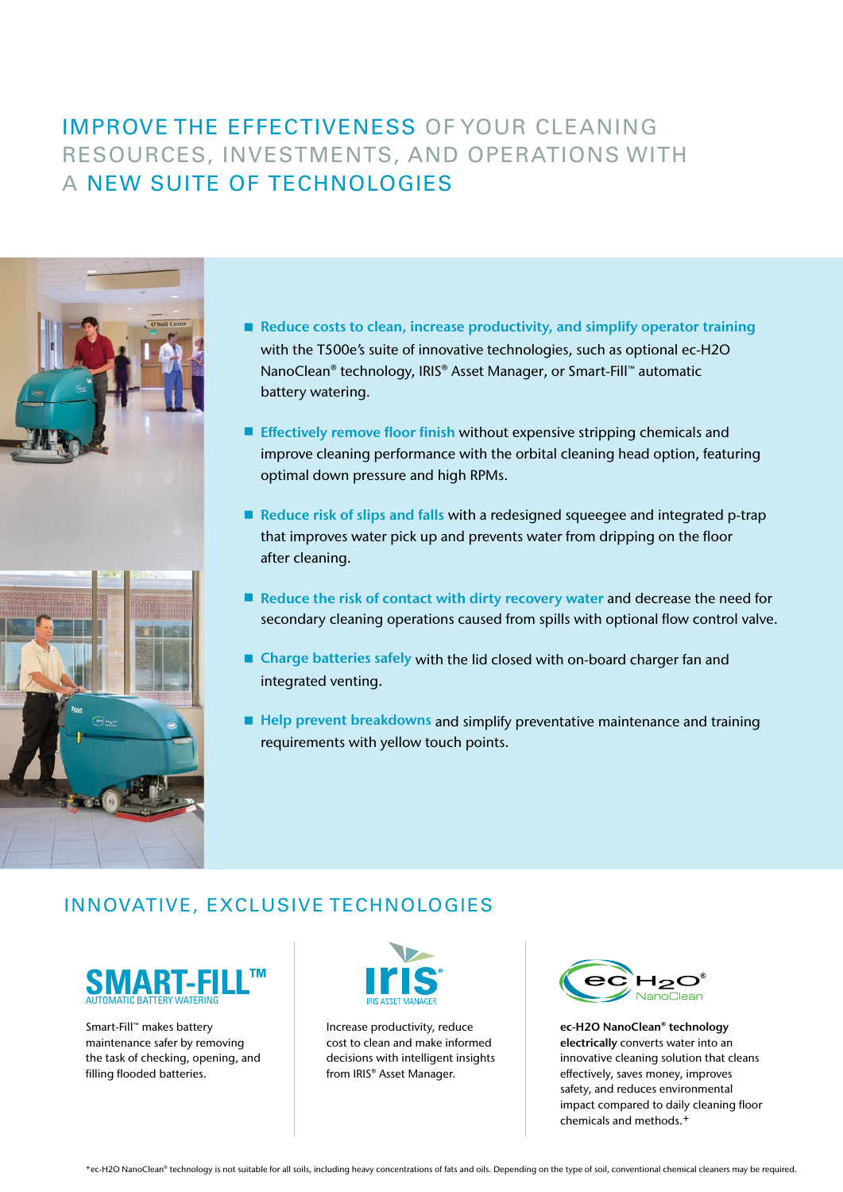# IMPROVE THE EFFECTIVENESS OF YOUR CLEANING RESOURCES, INVESTMENTS, AND OPERATIONS WITH A NEW SUITE OF TECHNOLOGIES

- **Reduce costs to clean, increase productivity, and simplify operator training** with the T500e's suite of innovative technologies, such as optional ec-H2O NanoClean® technology, IRIS® Asset Manager, or Smart-Fill™ automatic battery watering.
- **Effectively remove floor finish** without expensive stripping chemicals and improve cleaning performance with the orbital cleaning head option, featuring optimal down pressure and high RPMs.
- **Reduce risk of slips and falls** with a redesigned squeegee and integrated p-trap that improves water pick up and prevents water from dripping on the floor after cleaning.
- **Reduce the risk of contact with dirty recovery water** and decrease the need for secondary cleaning operations caused from spills with optional flow control valve.
- **Charge batteries safely** with the lid closed with on-board charger fan and integrated venting.
- **Help prevent breakdowns** and simplify preventative maintenance and training requirements with yellow touch points.

## INNOVATIVE, EXCLUSIVE TECHNOLOGIES

**SMART-FILL™**
AUTOMATIC BATTERY WATERING

Smart-Fill™ makes battery maintenance safer by removing the task of checking, opening, and filling flooded batteries.

**IRIS®**
IRIS ASSET MANAGER

Increase productivity, reduce cost to clean and make informed decisions with intelligent insights from IRIS® Asset Manager.

**ec-H2O® NanoClean**

**ec-H2O NanoClean® technology electrically** converts water into an innovative cleaning solution that cleans effectively, saves money, improves safety, and reduces environmental impact compared to daily cleaning floor chemicals and methods.+

+ec-H2O NanoClean® technology is not suitable for all soils, including heavy concentrations of fats and oils. Depending on the type of soil, conventional chemical cleaners may be required.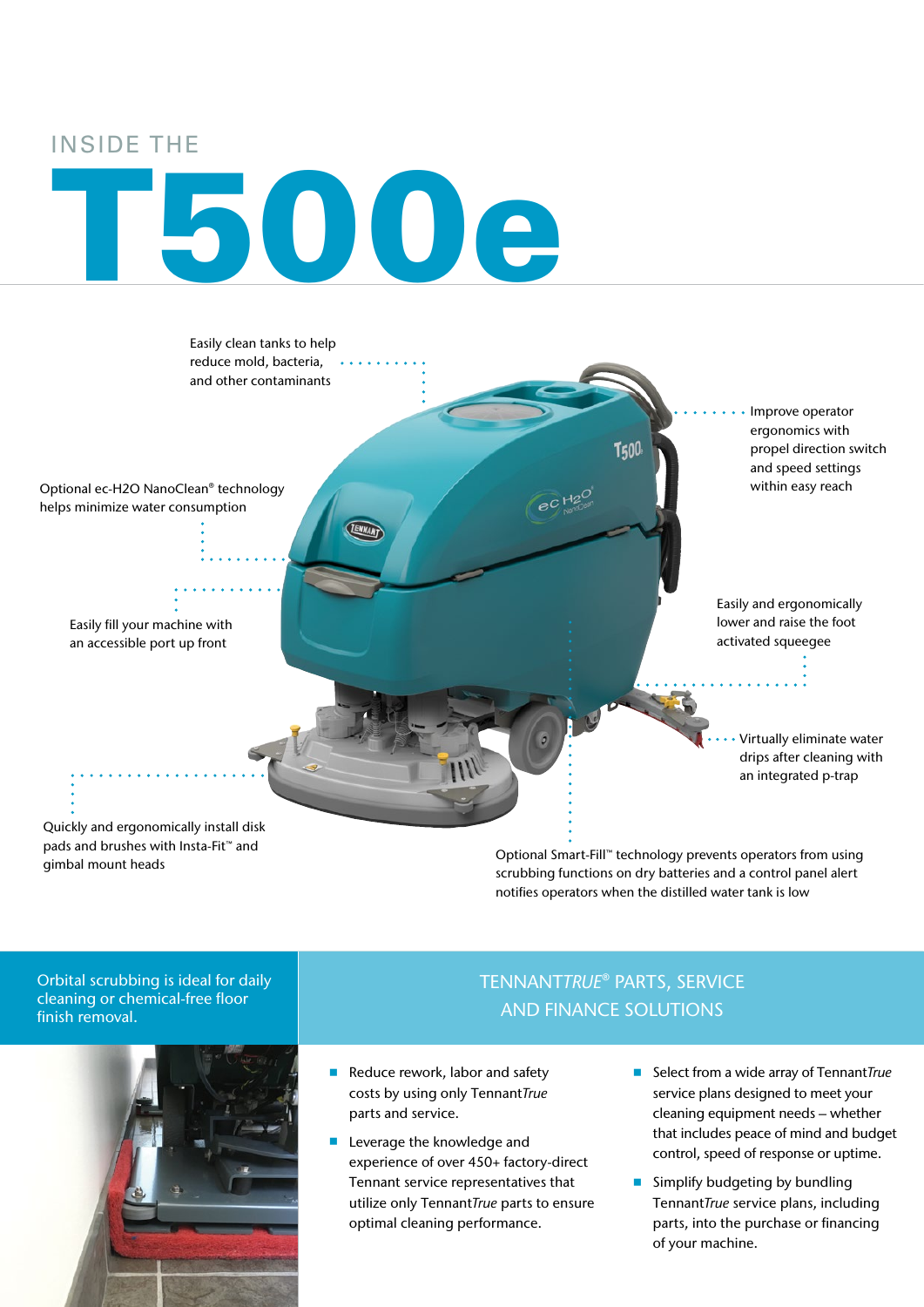INSIDE THE

# T500e

Easily clean tanks to help reduce mold, bacteria, and other contaminants

Improve operator ergonomics with propel direction switch and speed settings within easy reach

Optional ec-H2O NanoClean® technology helps minimize water consumption

Easily fill your machine with an accessible port up front

Easily and ergonomically lower and raise the foot activated squeegee

Virtually eliminate water drips after cleaning with an integrated p-trap

Quickly and ergonomically install disk pads and brushes with Insta-Fit™ and gimbal mount heads

Optional Smart-Fill™ technology prevents operators from using scrubbing functions on dry batteries and a control panel alert notifies operators when the distilled water tank is low

Orbital scrubbing is ideal for daily cleaning or chemical-free floor finish removal.

## TENNANT*TRUE*® PARTS, SERVICE AND FINANCE SOLUTIONS

- Reduce rework, labor and safety costs by using only Tennant*True* parts and service.
- Leverage the knowledge and experience of over 450+ factory-direct Tennant service representatives that utilize only Tennant*True* parts to ensure optimal cleaning performance.
- Select from a wide array of Tennant*True* service plans designed to meet your cleaning equipment needs – whether that includes peace of mind and budget control, speed of response or uptime.
- Simplify budgeting by bundling Tennant*True* service plans, including parts, into the purchase or financing of your machine.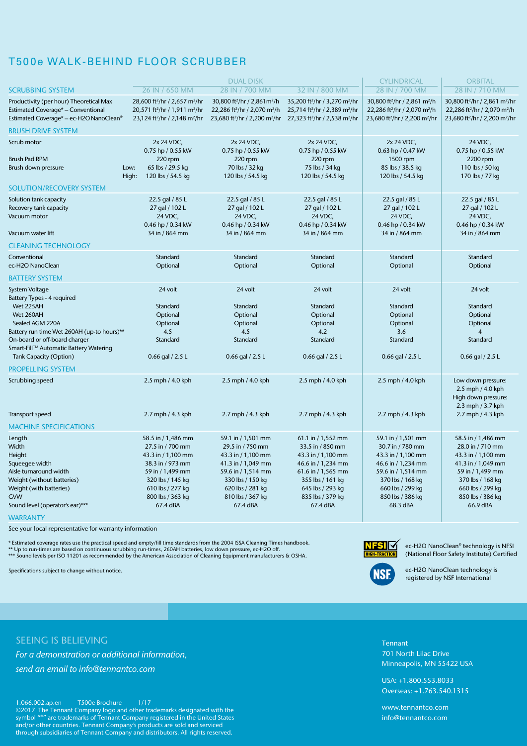# T500e WALK-BEHIND FLOOR SCRUBBER

| | DUAL DISK | | | CYLINDRICAL | ORBITAL |
|---|---|---|---|---|---|
| SCRUBBING SYSTEM | 26 IN / 650 MM | 28 IN / 700 MM | 32 IN / 800 MM | 28 IN / 700 MM | 28 IN / 710 MM |
| Productivity (per hour) Theoretical Max | 28,600 ft²/hr / 2,657 m²/hr | 30,800 ft²/hr / 2,861m²/h | 35,200 ft²/hr / 3,270 m²/hr | 30,800 ft²/hr / 2,861 m²/h | 30,800 ft²/hr / 2,861 m²/hr |
| Estimated Coverage* – Conventional | 20,571 ft²/hr / 1,911 m²/hr | 22,286 ft²/hr / 2,070 m²/h | 25,714 ft²/hr / 2,389 m²/hr | 22,286 ft²/hr / 2,070 m²/h | 22,286 ft²/hr / 2,070 m²/h |
| Estimated Coverage* – ec-H2O NanoClean® | 23,124 ft²/hr / 2,148 m²/hr | 23,680 ft²/hr / 2,200 m²/hr | 27,323 ft²/hr / 2,538 m²/hr | 23,680 ft²/hr / 2,200 m²/hr | 23,680 ft²/hr / 2,200 m²/hr |
| **BRUSH DRIVE SYSTEM** | | | | | |
| Scrub motor | 2x 24 VDC, 0.75 hp / 0.55 kW | 2x 24 VDC, 0.75 hp / 0.55 kW | 2x 24 VDC, 0.75 hp / 0.55 kW | 2x 24 VDC, 0.63 hp / 0.47 kW | 24 VDC, 0.75 hp / 0.55 kW |
| Brush Pad RPM | 220 rpm | 220 rpm | 220 rpm | 1500 rpm | 2200 rpm |
| Brush down pressure Low: | 65 lbs / 29.5 kg | 70 lbs / 32 kg | 75 lbs / 34 kg | 85 lbs / 38.5 kg | 110 lbs / 50 kg |
| Brush down pressure High: | 120 lbs / 54.5 kg | 120 lbs / 54.5 kg | 120 lbs / 54.5 kg | 120 lbs / 54.5 kg | 170 lbs / 77 kg |
| **SOLUTION/RECOVERY SYSTEM** | | | | | |
| Solution tank capacity | 22.5 gal / 85 L | 22.5 gal / 85 L | 22.5 gal / 85 L | 22.5 gal / 85 L | 22.5 gal / 85 L |
| Recovery tank capacity | 27 gal / 102 L | 27 gal / 102 L | 27 gal / 102 L | 27 gal / 102 L | 27 gal / 102 L |
| Vacuum motor | 24 VDC, 0.46 hp / 0.34 kW | 24 VDC, 0.46 hp / 0.34 kW | 24 VDC, 0.46 hp / 0.34 kW | 24 VDC, 0.46 hp / 0.34 kW | 24 VDC, 0.46 hp / 0.34 kW |
| Vacuum water lift | 34 in / 864 mm | 34 in / 864 mm | 34 in / 864 mm | 34 in / 864 mm | 34 in / 864 mm |
| **CLEANING TECHNOLOGY** | | | | | |
| Conventional | Standard | Standard | Standard | Standard | Standard |
| ec-H2O NanoClean | Optional | Optional | Optional | Optional | Optional |
| **BATTERY SYSTEM** | | | | | |
| System Voltage | 24 volt | 24 volt | 24 volt | 24 volt | 24 volt |
| Battery Types - 4 required | | | | | |
| Wet 225AH | Standard | Standard | Standard | Standard | Standard |
| Wet 260AH | Optional | Optional | Optional | Optional | Optional |
| Sealed AGM 220A | Optional | Optional | Optional | Optional | Optional |
| Battery run time Wet 260AH (up-to hours)** | 4.5 | 4.5 | 4.2 | 3.6 | 4 |
| On-board or off-board charger | Standard | Standard | Standard | Standard | Standard |
| Smart-Fill™ Automatic Battery Watering Tank Capacity (Option) | 0.66 gal / 2.5 L | 0.66 gal / 2.5 L | 0.66 gal / 2.5 L | 0.66 gal / 2.5 L | 0.66 gal / 2.5 L |
| **PROPELLING SYSTEM** | | | | | |
| Scrubbing speed | 2.5 mph / 4.0 kph | 2.5 mph / 4.0 kph | 2.5 mph / 4.0 kph | 2.5 mph / 4.0 kph | Low down pressure: 2.5 mph / 4.0 kph High down pressure: 2.3 mph / 3.7 kph |
| Transport speed | 2.7 mph / 4.3 kph | 2.7 mph / 4.3 kph | 2.7 mph / 4.3 kph | 2.7 mph / 4.3 kph | 2.7 mph / 4.3 kph |
| **MACHINE SPECIFICATIONS** | | | | | |
| Length | 58.5 in / 1,486 mm | 59.1 in / 1,501 mm | 61.1 in / 1,552 mm | 59.1 in / 1,501 mm | 58.5 in / 1,486 mm |
| Width | 27.5 in / 700 mm | 29.5 in / 750 mm | 33.5 in / 850 mm | 30.7 in / 780 mm | 28.0 in / 710 mm |
| Height | 43.3 in / 1,100 mm | 43.3 in / 1,100 mm | 43.3 in / 1,100 mm | 43.3 in / 1,100 mm | 43.3 in / 1,100 mm |
| Squeegee width | 38.3 in / 973 mm | 41.3 in / 1,049 mm | 46.6 in / 1,234 mm | 46.6 in / 1,234 mm | 41.3 in / 1,049 mm |
| Aisle turnaround width | 59 in / 1,499 mm | 59.6 in / 1,514 mm | 61.6 in / 1,565 mm | 59.6 in / 1,514 mm | 59 in / 1,499 mm |
| Weight (without batteries) | 320 lbs / 145 kg | 330 lbs / 150 kg | 355 lbs / 161 kg | 370 lbs / 168 kg | 370 lbs / 168 kg |
| Weight (with batteries) | 610 lbs / 277 kg | 620 lbs / 281 kg | 645 lbs / 293 kg | 660 lbs / 299 kg | 660 lbs / 299 kg |
| GVW | 800 lbs / 363 kg | 810 lbs / 367 kg | 835 lbs / 379 kg | 850 lbs / 386 kg | 850 lbs / 386 kg |
| Sound level (operator's ear)*** | 67.4 dBA | 67.4 dBA | 67.4 dBA | 68.3 dBA | 66.9 dBA |

## WARRANTY

See your local representative for warranty information

\* Estimated coverage rates use the practical speed and empty/fill time standards from the 2004 ISSA Cleaning Times handbook.
\** Up to run-times are based on continuous scrubbing run-times, 260AH batteries, low down pressure, ec-H2O off.
\*** Sound levels per ISO 11201 as recommended by the American Association of Cleaning Equipment manufacturers & OSHA.

Specifications subject to change without notice.

ec-H2O NanoClean® technology is NFSI (National Floor Safety Institute) Certified

ec-H2O NanoClean technology is registered by NSF International

## SEEING IS BELIEVING

*For a demonstration or additional information, send an email to info@tennantco.com*

Tennant
701 North Lilac Drive
Minneapolis, MN 55422 USA

USA: +1.800.553.8033
Overseas: +1.763.540.1315

www.tennantco.com
info@tennantco.com

1.066.002.ap.en T500e Brochure 1/17
©2017 The Tennant Company logo and other trademarks designated with the symbol "®" are trademarks of Tennant Company registered in the United States and/or other countries. Tennant Company's products are sold and serviced through subsidiaries of Tennant Company and distributors. All rights reserved.